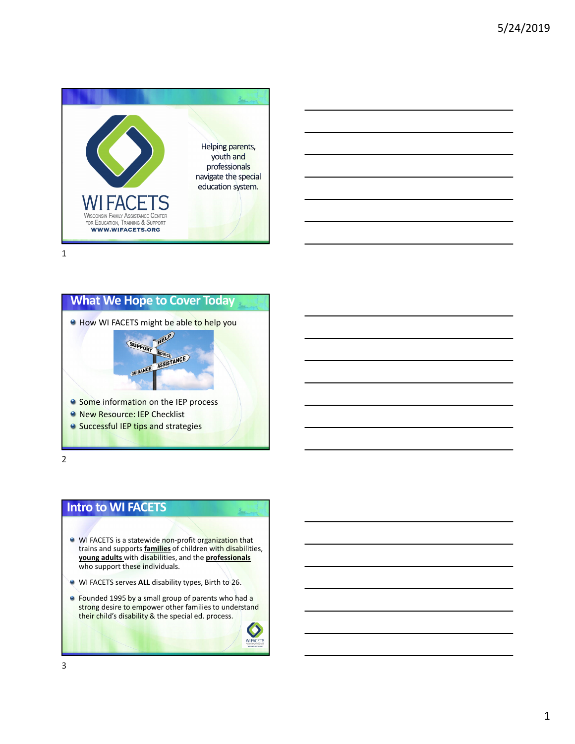WI FACETS

Wisconsin Family Assistance Center for Education, Training & Support

WWW.WIFACETS.ORG

Helping parents, youth and professionals navigate the special education system.

## What We Hope to Cover Today

- How WI FACETS might be able to help you
- Some information on the IEP process
- New Resource: IEP Checklist
- Successful IEP tips and strategies

## Intro to WI FACETS

- WI FACETS is a statewide non-profit organization that trains and supports **families** of children with disabilities, **young adults** with disabilities, and the **professionals** who support these individuals.
- WI FACETS serves **ALL** disability types, Birth to 26.
- Founded 1995 by a small group of parents who had a strong desire to empower other families to understand their child's disability & the special ed. process.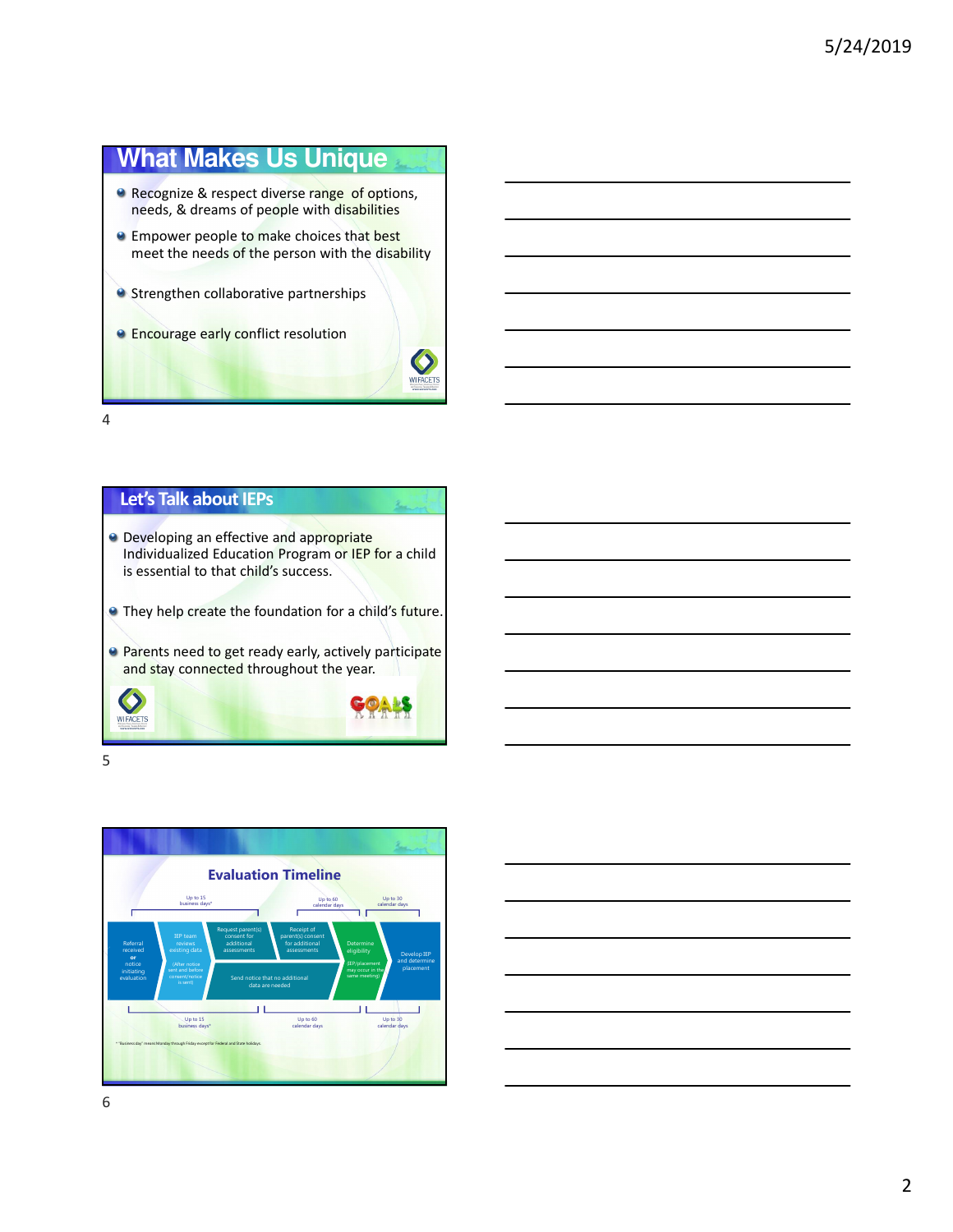## What Makes Us Unique

- Recognize & respect diverse range of options, needs, & dreams of people with disabilities
- Empower people to make choices that best meet the needs of the person with the disability
- Strengthen collaborative partnerships
- Encourage early conflict resolution

## Let's Talk about IEPs

- Developing an effective and appropriate Individualized Education Program or IEP for a child is essential to that child's success.
- They help create the foundation for a child's future.
- Parents need to get ready early, actively participate and stay connected throughout the year.

## Evaluation Timeline

Up to 15 business days* | Up to 60 calendar days | Up to 30 calendar days

- Referral received **or** notice initiating evaluation
- IEP team reviews existing data (After notice sent and before consent/notice is sent)
- Request parent(s) consent for additional assessments → Receipt of parent(s) consent for additional assessments
- Send notice that no additional data are needed
- Determine eligibility (IEP/placement may occur in the same meeting)
- Develop IEP and determine placement

Up to 15 business days* | Up to 60 calendar days | Up to 30 calendar days

* "Business day" means Monday through Friday except for Federal and State holidays.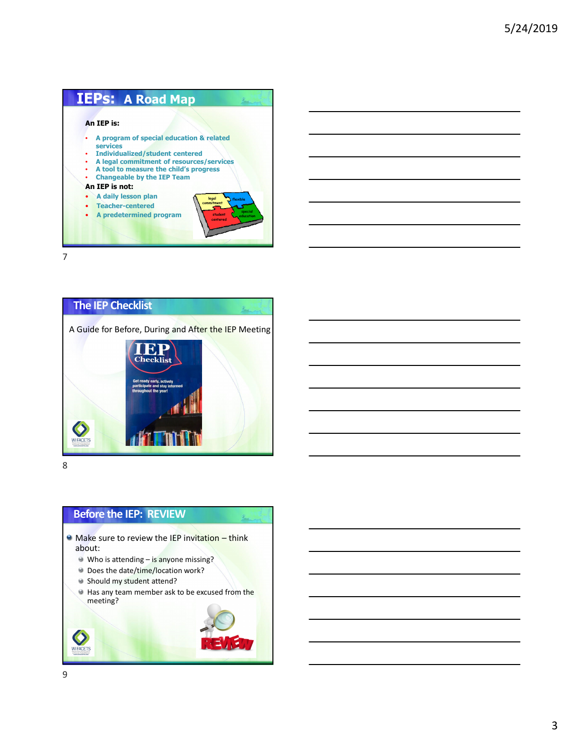## IEPs: A Road Map

**An IEP is:**

- A program of special education & related services
- Individualized/student centered
- A legal commitment of resources/services
- A tool to measure the child's progress
- Changeable by the IEP Team

**An IEP is not:**

- A daily lesson plan
- Teacher-centered
- A predetermined program

## The IEP Checklist

A Guide for Before, During and After the IEP Meeting

## Before the IEP: REVIEW

- Make sure to review the IEP invitation – think about:
  - Who is attending – is anyone missing?
  - Does the date/time/location work?
  - Should my student attend?
  - Has any team member ask to be excused from the meeting?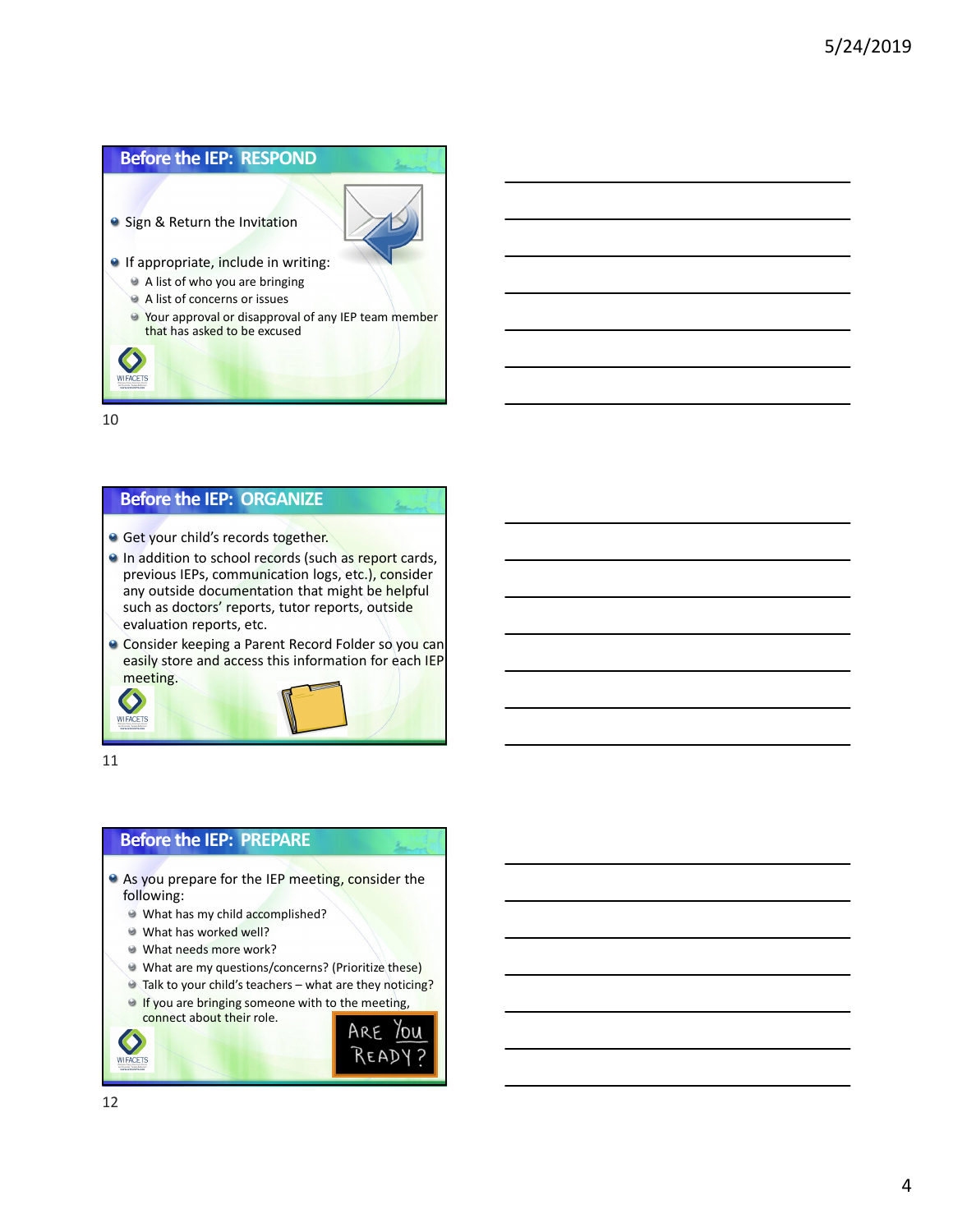## Before the IEP: RESPOND

- Sign & Return the Invitation
- If appropriate, include in writing:
  - A list of who you are bringing
  - A list of concerns or issues
  - Your approval or disapproval of any IEP team member that has asked to be excused

## Before the IEP: ORGANIZE

- Get your child's records together.
- In addition to school records (such as report cards, previous IEPs, communication logs, etc.), consider any outside documentation that might be helpful such as doctors' reports, tutor reports, outside evaluation reports, etc.
- Consider keeping a Parent Record Folder so you can easily store and access this information for each IEP meeting.

## Before the IEP: PREPARE

- As you prepare for the IEP meeting, consider the following:
  - What has my child accomplished?
  - What has worked well?
  - What needs more work?
  - What are my questions/concerns? (Prioritize these)
  - Talk to your child's teachers – what are they noticing?
  - If you are bringing someone with to the meeting, connect about their role.

Are You Ready?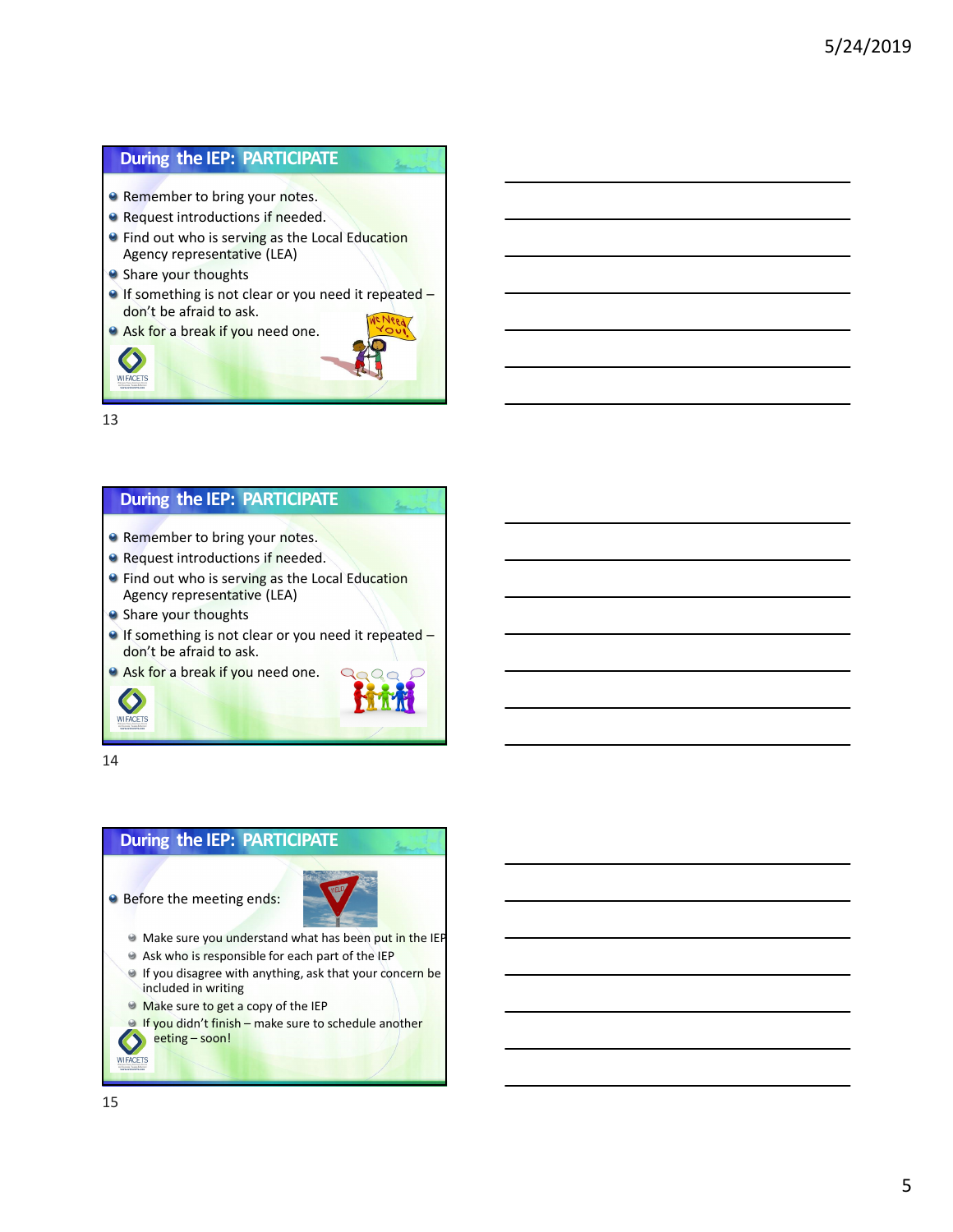## During the IEP: PARTICIPATE

- Remember to bring your notes.
- Request introductions if needed.
- Find out who is serving as the Local Education Agency representative (LEA)
- Share your thoughts
- If something is not clear or you need it repeated – don't be afraid to ask.
- Ask for a break if you need one.

## During the IEP: PARTICIPATE

- Remember to bring your notes.
- Request introductions if needed.
- Find out who is serving as the Local Education Agency representative (LEA)
- Share your thoughts
- If something is not clear or you need it repeated – don't be afraid to ask.
- Ask for a break if you need one.

## During the IEP: PARTICIPATE

- Before the meeting ends:
  - Make sure you understand what has been put in the IEP
  - Ask who is responsible for each part of the IEP
  - If you disagree with anything, ask that your concern be included in writing
  - Make sure to get a copy of the IEP
  - If you didn't finish – make sure to schedule another eeting – soon!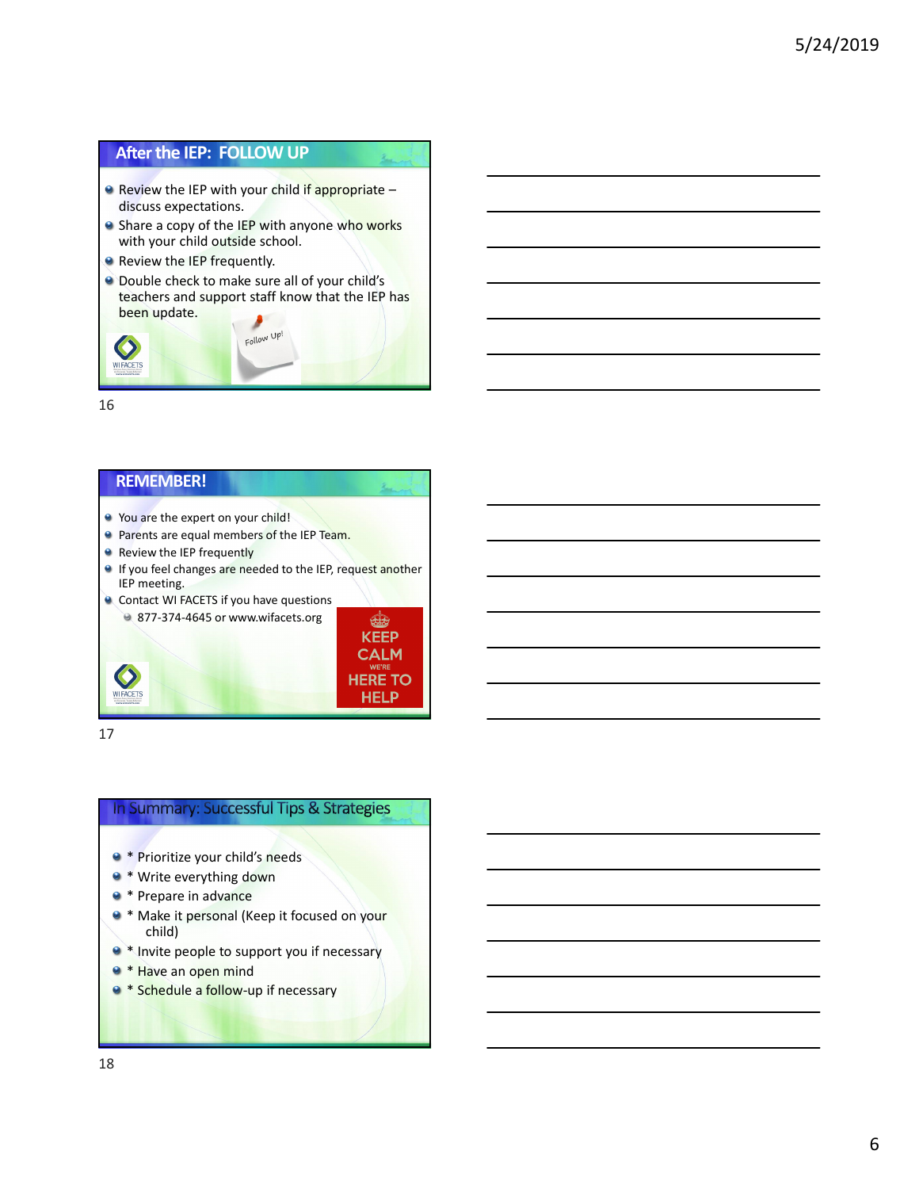## After the IEP: FOLLOW UP

- Review the IEP with your child if appropriate – discuss expectations.
- Share a copy of the IEP with anyone who works with your child outside school.
- Review the IEP frequently.
- Double check to make sure all of your child's teachers and support staff know that the IEP has been update.

Follow Up!

WI FACETS

## REMEMBER!

- You are the expert on your child!
- Parents are equal members of the IEP Team.
- Review the IEP frequently
- If you feel changes are needed to the IEP, request another IEP meeting.
- Contact WI FACETS if you have questions
  - 877-374-4645 or www.wifacets.org

KEEP CALM WE'RE HERE TO HELP

WI FACETS

## In Summary: Successful Tips & Strategies

- * Prioritize your child's needs
- * Write everything down
- * Prepare in advance
- * Make it personal (Keep it focused on your child)
- * Invite people to support you if necessary
- * Have an open mind
- * Schedule a follow-up if necessary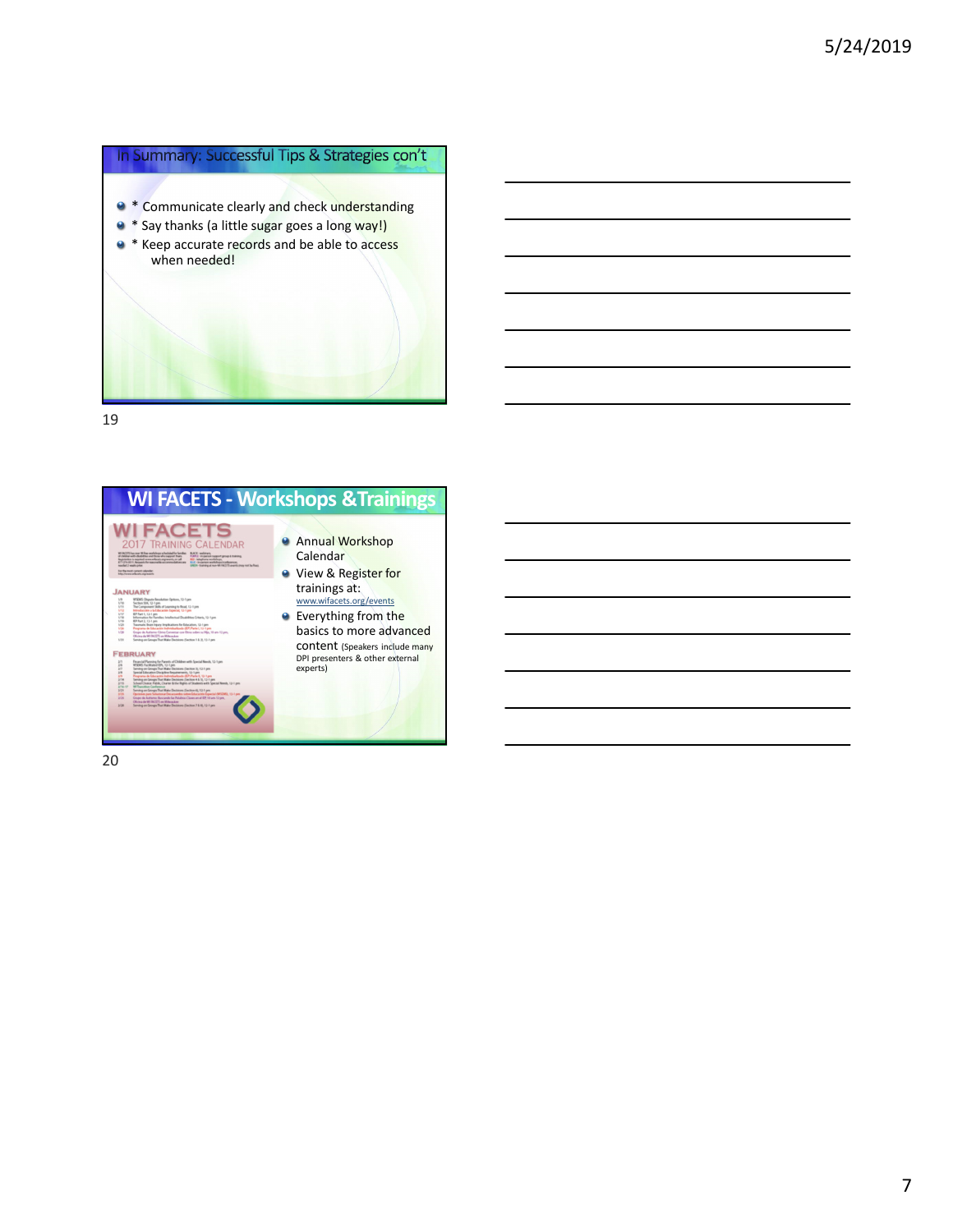## In Summary: Successful Tips & Strategies con't

- * Communicate clearly and check understanding
- * Say thanks (a little sugar goes a long way!)
- * Keep accurate records and be able to access when needed!

## WI FACETS - Workshops & Trainings

- Annual Workshop Calendar
- View & Register for trainings at: www.wifacets.org/events
- Everything from the basics to more advanced content (Speakers include many DPI presenters & other external experts)